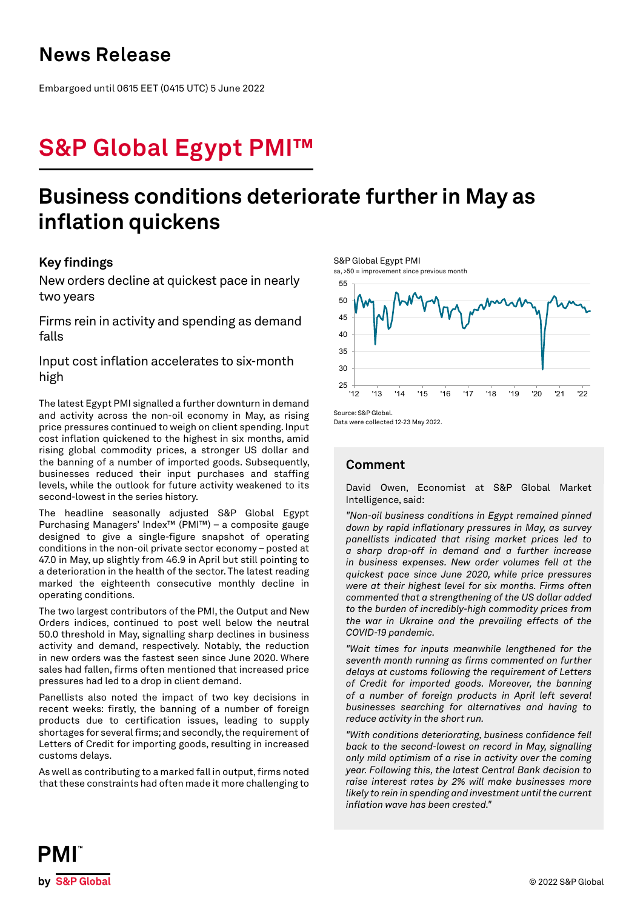# News Release

Embargoed until 0615 EET (0415 UTC) 5 June 2022

# S&P Global Egypt PMI™

## Business conditions deteriorate further in May as inflation quickens

### Key findings

New orders decline at quickest pace in nearly two years

Firms rein in activity and spending as demand falls

Input cost inflation accelerates to six-month high

The latest Egypt PMI signalled a further downturn in demand and activity across the non-oil economy in May, as rising price pressures continued to weigh on client spending. Input cost inflation quickened to the highest in six months, amid rising global commodity prices, a stronger US dollar and the banning of a number of imported goods. Subsequently, businesses reduced their input purchases and staffing levels, while the outlook for future activity weakened to its second-lowest in the series history.

The headline seasonally adjusted S&P Global Egypt Purchasing Managers' Index™ (PMI™) – a composite gauge designed to give a single-figure snapshot of operating conditions in the non-oil private sector economy – posted at 47.0 in May, up slightly from 46.9 in April but still pointing to a deterioration in the health of the sector. The latest reading marked the eighteenth consecutive monthly decline in operating conditions.

The two largest contributors of the PMI, the Output and New Orders indices, continued to post well below the neutral 50.0 threshold in May, signalling sharp declines in business activity and demand, respectively. Notably, the reduction in new orders was the fastest seen since June 2020. Where sales had fallen, firms often mentioned that increased price pressures had led to a drop in client demand.

Panellists also noted the impact of two key decisions in recent weeks: firstly, the banning of a number of foreign products due to certification issues, leading to supply shortages for several firms; and secondly, the requirement of Letters of Credit for importing goods, resulting in increased customs delays.

As well as contributing to a marked fall in output, firms noted that these constraints had often made it more challenging to

S&P Global Egypt PMI

sa, >50 = improvement since previous month

Source: S&P Global.
Data were collected 12-23 May 2022.

### Comment

David Owen, Economist at S&P Global Market Intelligence, said:

*"Non-oil business conditions in Egypt remained pinned down by rapid inflationary pressures in May, as survey panellists indicated that rising market prices led to a sharp drop-off in demand and a further increase in business expenses. New order volumes fell at the quickest pace since June 2020, while price pressures were at their highest level for six months. Firms often commented that a strengthening of the US dollar added to the burden of incredibly-high commodity prices from the war in Ukraine and the prevailing effects of the COVID-19 pandemic.*

*"Wait times for inputs meanwhile lengthened for the seventh month running as firms commented on further delays at customs following the requirement of Letters of Credit for imported goods. Moreover, the banning of a number of foreign products in April left several businesses searching for alternatives and having to reduce activity in the short run.*

*"With conditions deteriorating, business confidence fell back to the second-lowest on record in May, signalling only mild optimism of a rise in activity over the coming year. Following this, the latest Central Bank decision to raise interest rates by 2% will make businesses more likely to rein in spending and investment until the current inflation wave has been crested."*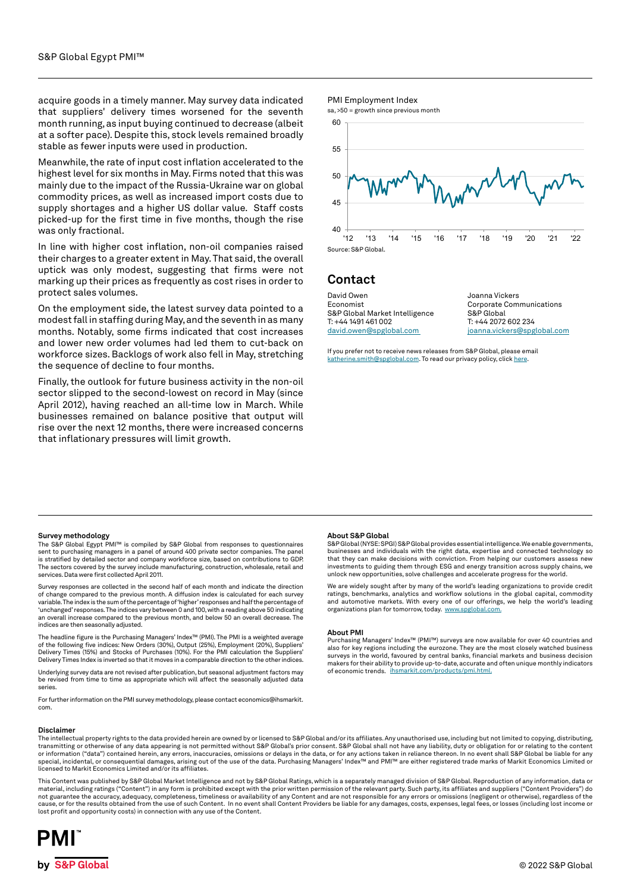acquire goods in a timely manner. May survey data indicated that suppliers' delivery times worsened for the seventh month running, as input buying continued to decrease (albeit at a softer pace). Despite this, stock levels remained broadly stable as fewer inputs were used in production.

Meanwhile, the rate of input cost inflation accelerated to the highest level for six months in May. Firms noted that this was mainly due to the impact of the Russia-Ukraine war on global commodity prices, as well as increased import costs due to supply shortages and a higher US dollar value. Staff costs picked-up for the first time in five months, though the rise was only fractional.

In line with higher cost inflation, non-oil companies raised their charges to a greater extent in May. That said, the overall uptick was only modest, suggesting that firms were not marking up their prices as frequently as cost rises in order to protect sales volumes.

On the employment side, the latest survey data pointed to a modest fall in staffing during May, and the seventh in as many months. Notably, some firms indicated that cost increases and lower new order volumes had led them to cut-back on workforce sizes. Backlogs of work also fell in May, stretching the sequence of decline to four months.

Finally, the outlook for future business activity in the non-oil sector slipped to the second-lowest on record in May (since April 2012), having reached an all-time low in March. While businesses remained on balance positive that output will rise over the next 12 months, there were increased concerns that inflationary pressures will limit growth.

PMI Employment Index
sa, >50 = growth since previous month

60
55
50
45
40
'12 '13 '14 '15 '16 '17 '18 '19 '20 '21 '22

Source: S&P Global.

## Contact

David Owen
Economist
S&P Global Market Intelligence
T: +44 1491 461 002
david.owen@spglobal.com

Joanna Vickers
Corporate Communications
S&P Global
T: +44 2072 602 234
joanna.vickers@spglobal.com

If you prefer not to receive news releases from S&P Global, please email katherine.smith@spglobal.com. To read our privacy policy, click here.

**Survey methodology**

The S&P Global Egypt PMI™ is compiled by S&P Global from responses to questionnaires sent to purchasing managers in a panel of around 400 private sector companies. The panel is stratified by detailed sector and company workforce size, based on contributions to GDP. The sectors covered by the survey include manufacturing, construction, wholesale, retail and services. Data were first collected April 2011.

Survey responses are collected in the second half of each month and indicate the direction of change compared to the previous month. A diffusion index is calculated for each survey variable. The index is the sum of the percentage of 'higher' responses and half the percentage of 'unchanged' responses. The indices vary between 0 and 100, with a reading above 50 indicating an overall increase compared to the previous month, and below 50 an overall decrease. The indices are then seasonally adjusted.

The headline figure is the Purchasing Managers' Index™ (PMI). The PMI is a weighted average of the following five indices: New Orders (30%), Output (25%), Employment (20%), Suppliers' Delivery Times (15%) and Stocks of Purchases (10%). For the PMI calculation the Suppliers' Delivery Times Index is inverted so that it moves in a comparable direction to the other indices.

Underlying survey data are not revised after publication, but seasonal adjustment factors may be revised from time to time as appropriate which will affect the seasonally adjusted data series.

For further information on the PMI survey methodology, please contact economics@ihsmarkit.com.

**About S&P Global**

S&P Global (NYSE: SPGI) S&P Global provides essential intelligence. We enable governments, businesses and individuals with the right data, expertise and connected technology so that they can make decisions with conviction. From helping our customers assess new investments to guiding them through ESG and energy transition across supply chains, we unlock new opportunities, solve challenges and accelerate progress for the world.

We are widely sought after by many of the world's leading organizations to provide credit ratings, benchmarks, analytics and workflow solutions in the global capital, commodity and automotive markets. With every one of our offerings, we help the world's leading organizations plan for tomorrow, today. www.spglobal.com.

**About PMI**

Purchasing Managers' Index™ (PMI™) surveys are now available for over 40 countries and also for key regions including the eurozone. They are the most closely watched business surveys in the world, favoured by central banks, financial markets and business decision makers for their ability to provide up-to-date, accurate and often unique monthly indicators of economic trends. ihsmarkit.com/products/pmi.html.

**Disclaimer**

The intellectual property rights to the data provided herein are owned by or licensed to S&P Global and/or its affiliates. Any unauthorised use, including but not limited to copying, distributing, transmitting or otherwise of any data appearing is not permitted without S&P Global's prior consent. S&P Global shall not have any liability, duty or obligation for or relating to the content or information ("data") contained herein, any errors, inaccuracies, omissions or delays in the data, or for any actions taken in reliance thereon. In no event shall S&P Global be liable for any special, incidental, or consequential damages, arising out of the use of the data. Purchasing Managers' Index™ and PMI™ are either registered trade marks of Markit Economics Limited or licensed to Markit Economics Limited and/or its affiliates.

This Content was published by S&P Global Market Intelligence and not by S&P Global Ratings, which is a separately managed division of S&P Global. Reproduction of any information, data or material, including ratings ("Content") in any form is prohibited except with the prior written permission of the relevant party. Such party, its affiliates and suppliers ("Content Providers") do not guarantee the accuracy, adequacy, completeness, timeliness or availability of any Content and are not responsible for any errors or omissions (negligent or otherwise), regardless of the cause, or for the results obtained from the use of such Content. In no event shall Content Providers be liable for any damages, costs, expenses, legal fees, or losses (including lost income or lost profit and opportunity costs) in connection with any use of the Content.

PMI™ by S&P Global

© 2022 S&P Global